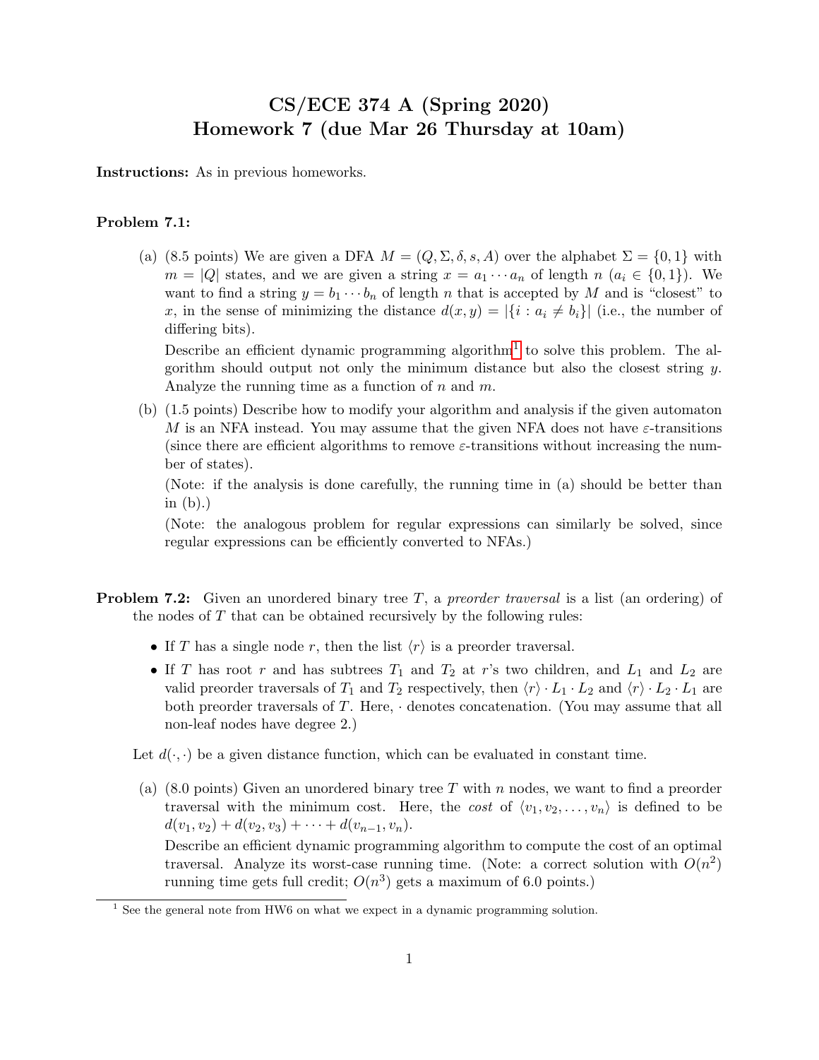# CS/ECE 374 A (Spring 2020)
# Homework 7 (due Mar 26 Thursday at 10am)

**Instructions:** As in previous homeworks.

**Problem 7.1:**

(a) (8.5 points) We are given a DFA $M = (Q, \Sigma, \delta, s, A)$ over the alphabet $\Sigma = \{0, 1\}$ with $m = |Q|$ states, and we are given a string $x = a_1 \cdots a_n$ of length $n$ ($a_i \in \{0, 1\}$). We want to find a string $y = b_1 \cdots b_n$ of length $n$ that is accepted by $M$ and is "closest" to $x$, in the sense of minimizing the distance $d(x, y) = |\{i : a_i \neq b_i\}|$ (i.e., the number of differing bits).

Describe an efficient dynamic programming algorithm[1] to solve this problem. The algorithm should output not only the minimum distance but also the closest string $y$. Analyze the running time as a function of $n$ and $m$.

(b) (1.5 points) Describe how to modify your algorithm and analysis if the given automaton $M$ is an NFA instead. You may assume that the given NFA does not have $\varepsilon$-transitions (since there are efficient algorithms to remove $\varepsilon$-transitions without increasing the number of states).

(Note: if the analysis is done carefully, the running time in (a) should be better than in (b).)

(Note: the analogous problem for regular expressions can similarly be solved, since regular expressions can be efficiently converted to NFAs.)

**Problem 7.2:** Given an unordered binary tree $T$, a *preorder traversal* is a list (an ordering) of the nodes of $T$ that can be obtained recursively by the following rules:

- If $T$ has a single node $r$, then the list $\langle r \rangle$ is a preorder traversal.
- If $T$ has root $r$ and has subtrees $T_1$ and $T_2$ at $r$'s two children, and $L_1$ and $L_2$ are valid preorder traversals of $T_1$ and $T_2$ respectively, then $\langle r \rangle \cdot L_1 \cdot L_2$ and $\langle r \rangle \cdot L_2 \cdot L_1$ are both preorder traversals of $T$. Here, $\cdot$ denotes concatenation. (You may assume that all non-leaf nodes have degree 2.)

Let $d(\cdot, \cdot)$ be a given distance function, which can be evaluated in constant time.

(a) (8.0 points) Given an unordered binary tree $T$ with $n$ nodes, we want to find a preorder traversal with the minimum cost. Here, the *cost* of $\langle v_1, v_2, \ldots, v_n \rangle$ is defined to be $d(v_1, v_2) + d(v_2, v_3) + \cdots + d(v_{n-1}, v_n)$.

Describe an efficient dynamic programming algorithm to compute the cost of an optimal traversal. Analyze its worst-case running time. (Note: a correct solution with $O(n^2)$ running time gets full credit; $O(n^3)$ gets a maximum of 6.0 points.)

[1] See the general note from HW6 on what we expect in a dynamic programming solution.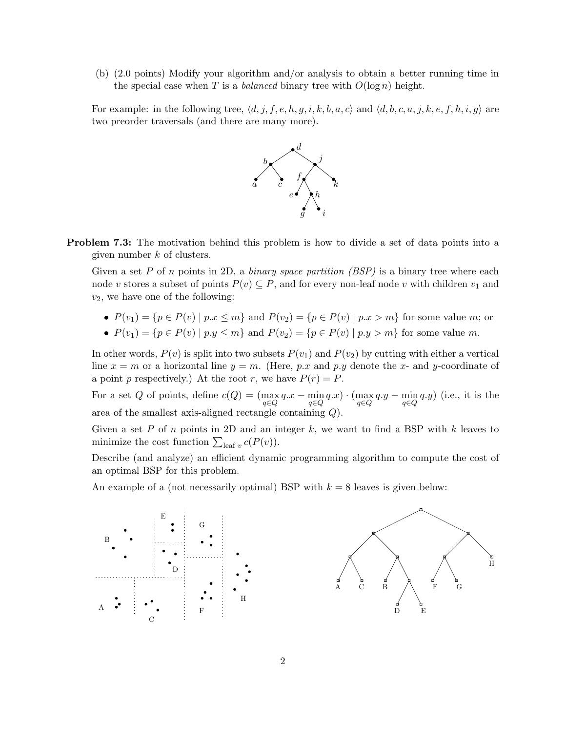(b) (2.0 points) Modify your algorithm and/or analysis to obtain a better running time in the special case when $T$ is a *balanced* binary tree with $O(\log n)$ height.

For example: in the following tree, $\langle d, j, f, e, h, g, i, k, b, a, c\rangle$ and $\langle d, b, c, a, j, k, e, f, h, i, g\rangle$ are two preorder traversals (and there are many more).

d
b
j
a
c
f
k
e
h
g
i

**Problem 7.3:** The motivation behind this problem is how to divide a set of data points into a given number $k$ of clusters.

Given a set $P$ of $n$ points in 2D, a *binary space partition (BSP)* is a binary tree where each node $v$ stores a subset of points $P(v) \subseteq P$, and for every non-leaf node $v$ with children $v_1$ and $v_2$, we have one of the following:

- $P(v_1) = \{p \in P(v) \mid p.x \le m\}$ and $P(v_2) = \{p \in P(v) \mid p.x > m\}$ for some value $m$; or
- $P(v_1) = \{p \in P(v) \mid p.y \le m\}$ and $P(v_2) = \{p \in P(v) \mid p.y > m\}$ for some value $m$.

In other words, $P(v)$ is split into two subsets $P(v_1)$ and $P(v_2)$ by cutting with either a vertical line $x = m$ or a horizontal line $y = m$. (Here, $p.x$ and $p.y$ denote the $x$- and $y$-coordinate of a point $p$ respectively.) At the root $r$, we have $P(r) = P$.

For a set $Q$ of points, define $c(Q) = (\max_{q\in Q} q.x - \min_{q\in Q} q.x) \cdot (\max_{q\in Q} q.y - \min_{q\in Q} q.y)$ (i.e., it is the area of the smallest axis-aligned rectangle containing $Q$).

Given a set $P$ of $n$ points in 2D and an integer $k$, we want to find a BSP with $k$ leaves to minimize the cost function $\sum_{\text{leaf } v} c(P(v))$.

Describe (and analyze) an efficient dynamic programming algorithm to compute the cost of an optimal BSP for this problem.

An example of a (not necessarily optimal) BSP with $k = 8$ leaves is given below:

E
G
B
D
H
A
C
F

A
C
B
F
G
H
D
E